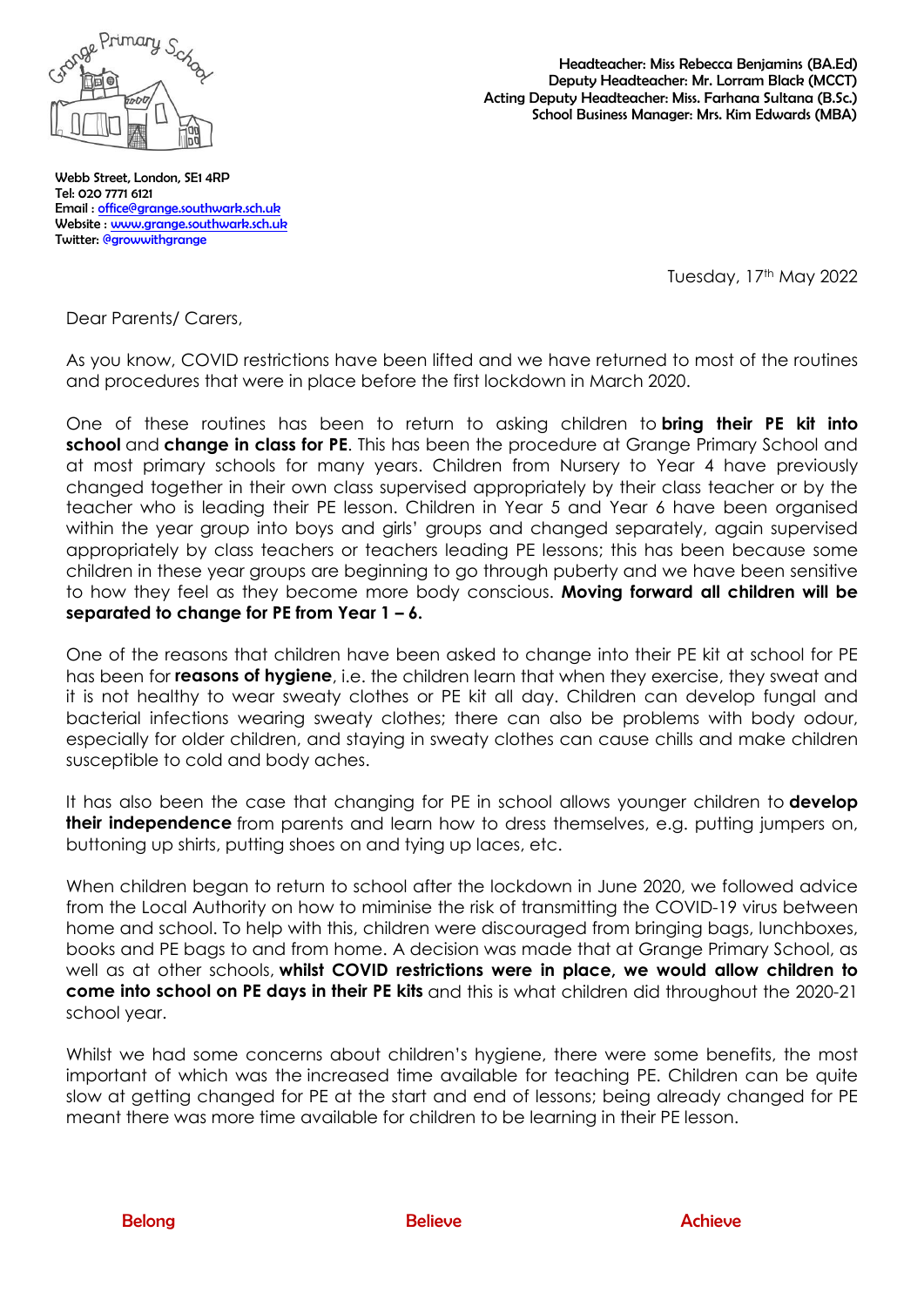Headteacher: Miss Rebecca Benjamins (BA.Ed)
Deputy Headteacher: Mr. Lorram Black (MCCT)
Acting Deputy Headteacher: Miss. Farhana Sultana (B.Sc.)
School Business Manager: Mrs. Kim Edwards (MBA)

Webb Street, London, SE1 4RP
Tel: 020 7771 6121
Email : office@grange.southwark.sch.uk
Website : www.grange.southwark.sch.uk
Twitter: @growwithgrange

Tuesday, 17th May 2022

Dear Parents/ Carers,

As you know, COVID restrictions have been lifted and we have returned to most of the routines and procedures that were in place before the first lockdown in March 2020.

One of these routines has been to return to asking children to **bring their PE kit into school** and **change in class for PE**. This has been the procedure at Grange Primary School and at most primary schools for many years. Children from Nursery to Year 4 have previously changed together in their own class supervised appropriately by their class teacher or by the teacher who is leading their PE lesson. Children in Year 5 and Year 6 have been organised within the year group into boys and girls' groups and changed separately, again supervised appropriately by class teachers or teachers leading PE lessons; this has been because some children in these year groups are beginning to go through puberty and we have been sensitive to how they feel as they become more body conscious. **Moving forward all children will be separated to change for PE from Year 1 – 6.**

One of the reasons that children have been asked to change into their PE kit at school for PE has been for **reasons of hygiene**, i.e. the children learn that when they exercise, they sweat and it is not healthy to wear sweaty clothes or PE kit all day. Children can develop fungal and bacterial infections wearing sweaty clothes; there can also be problems with body odour, especially for older children, and staying in sweaty clothes can cause chills and make children susceptible to cold and body aches.

It has also been the case that changing for PE in school allows younger children to **develop their independence** from parents and learn how to dress themselves, e.g. putting jumpers on, buttoning up shirts, putting shoes on and tying up laces, etc.

When children began to return to school after the lockdown in June 2020, we followed advice from the Local Authority on how to miminise the risk of transmitting the COVID-19 virus between home and school. To help with this, children were discouraged from bringing bags, lunchboxes, books and PE bags to and from home. A decision was made that at Grange Primary School, as well as at other schools, **whilst COVID restrictions were in place, we would allow children to come into school on PE days in their PE kits** and this is what children did throughout the 2020-21 school year.

Whilst we had some concerns about children's hygiene, there were some benefits, the most important of which was the increased time available for teaching PE. Children can be quite slow at getting changed for PE at the start and end of lessons; being already changed for PE meant there was more time available for children to be learning in their PE lesson.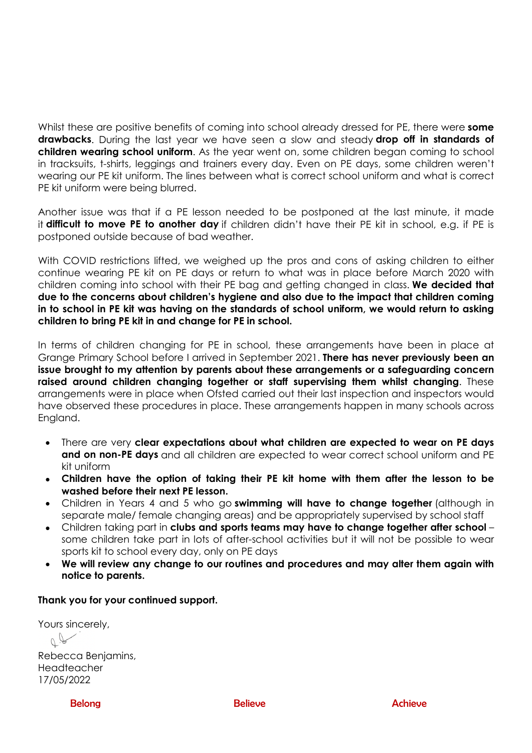Whilst these are positive benefits of coming into school already dressed for PE, there were **some drawbacks**. During the last year we have seen a slow and steady **drop off in standards of children wearing school uniform**. As the year went on, some children began coming to school in tracksuits, t-shirts, leggings and trainers every day. Even on PE days, some children weren't wearing our PE kit uniform. The lines between what is correct school uniform and what is correct PE kit uniform were being blurred.

Another issue was that if a PE lesson needed to be postponed at the last minute, it made it **difficult to move PE to another day** if children didn't have their PE kit in school, e.g. if PE is postponed outside because of bad weather.

With COVID restrictions lifted, we weighed up the pros and cons of asking children to either continue wearing PE kit on PE days or return to what was in place before March 2020 with children coming into school with their PE bag and getting changed in class. **We decided that due to the concerns about children's hygiene and also due to the impact that children coming in to school in PE kit was having on the standards of school uniform, we would return to asking children to bring PE kit in and change for PE in school.**

In terms of children changing for PE in school, these arrangements have been in place at Grange Primary School before I arrived in September 2021. **There has never previously been an issue brought to my attention by parents about these arrangements or a safeguarding concern raised around children changing together or staff supervising them whilst changing**. These arrangements were in place when Ofsted carried out their last inspection and inspectors would have observed these procedures in place. These arrangements happen in many schools across England.

- There are very **clear expectations about what children are expected to wear on PE days and on non-PE days** and all children are expected to wear correct school uniform and PE kit uniform
- **Children have the option of taking their PE kit home with them after the lesson to be washed before their next PE lesson.**
- Children in Years 4 and 5 who go **swimming will have to change together** (although in separate male/ female changing areas) and be appropriately supervised by school staff
- Children taking part in **clubs and sports teams may have to change together after school** – some children take part in lots of after-school activities but it will not be possible to wear sports kit to school every day, only on PE days
- **We will review any change to our routines and procedures and may alter them again with notice to parents.**

**Thank you for your continued support.**

Yours sincerely,

Rebecca Benjamins,
Headteacher
17/05/2022

Belong Believe Achieve